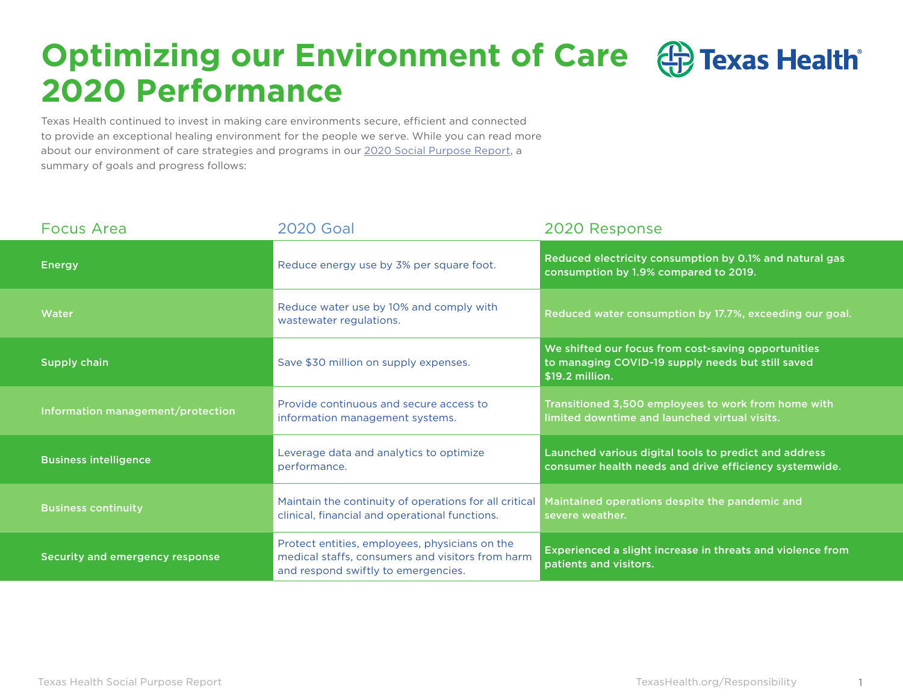# Optimizing our Environment of Care 2020 Performance

Texas Health continued to invest in making care environments secure, efficient and connected to provide an exceptional healing environment for the people we serve. While you can read more about our environment of care strategies and programs in our 2020 Social Purpose Report, a summary of goals and progress follows:

| Focus Area | 2020 Goal | 2020 Response |
| --- | --- | --- |
| **Energy** | Reduce energy use by 3% per square foot. | **Reduced electricity consumption by 0.1% and natural gas consumption by 1.9% compared to 2019.** |
| **Water** | Reduce water use by 10% and comply with wastewater regulations. | **Reduced water consumption by 17.7%, exceeding our goal.** |
| **Supply chain** | Save $30 million on supply expenses. | **We shifted our focus from cost-saving opportunities to managing COVID-19 supply needs but still saved $19.2 million.** |
| **Information management/protection** | Provide continuous and secure access to information management systems. | **Transitioned 3,500 employees to work from home with limited downtime and launched virtual visits.** |
| **Business intelligence** | Leverage data and analytics to optimize performance. | **Launched various digital tools to predict and address consumer health needs and drive efficiency systemwide.** |
| **Business continuity** | Maintain the continuity of operations for all critical clinical, financial and operational functions. | **Maintained operations despite the pandemic and severe weather.** |
| **Security and emergency response** | Protect entities, employees, physicians on the medical staffs, consumers and visitors from harm and respond swiftly to emergencies. | **Experienced a slight increase in threats and violence from patients and visitors.** |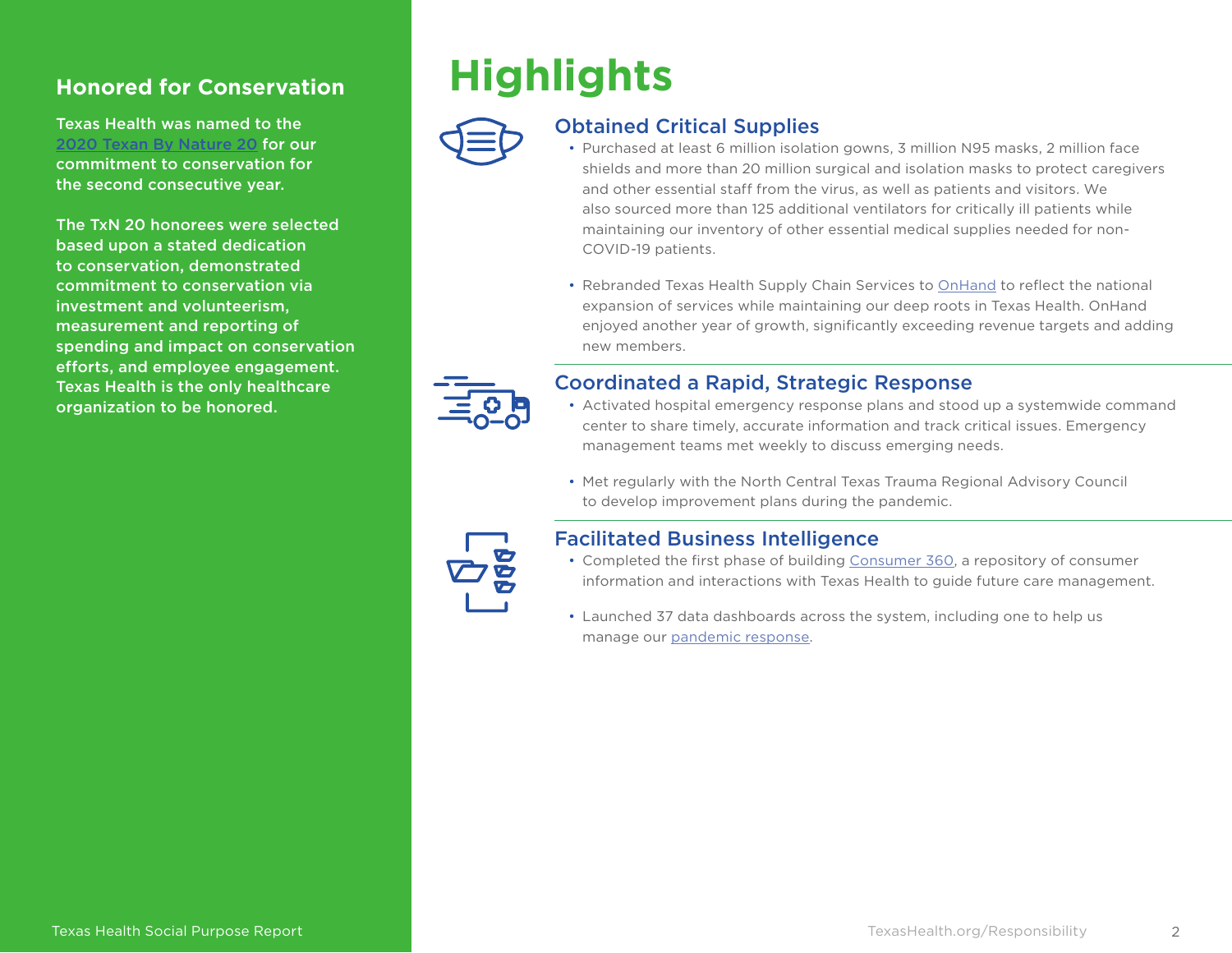## Honored for Conservation

Texas Health was named to the 2020 Texan By Nature 20 for our commitment to conservation for the second consecutive year.

The TxN 20 honorees were selected based upon a stated dedication to conservation, demonstrated commitment to conservation via investment and volunteerism, measurement and reporting of spending and impact on conservation efforts, and employee engagement. Texas Health is the only healthcare organization to be honored.

# Highlights

### Obtained Critical Supplies

- Purchased at least 6 million isolation gowns, 3 million N95 masks, 2 million face shields and more than 20 million surgical and isolation masks to protect caregivers and other essential staff from the virus, as well as patients and visitors. We also sourced more than 125 additional ventilators for critically ill patients while maintaining our inventory of other essential medical supplies needed for non-COVID-19 patients.

- Rebranded Texas Health Supply Chain Services to OnHand to reflect the national expansion of services while maintaining our deep roots in Texas Health. OnHand enjoyed another year of growth, significantly exceeding revenue targets and adding new members.

### Coordinated a Rapid, Strategic Response

- Activated hospital emergency response plans and stood up a systemwide command center to share timely, accurate information and track critical issues. Emergency management teams met weekly to discuss emerging needs.

- Met regularly with the North Central Texas Trauma Regional Advisory Council to develop improvement plans during the pandemic.

### Facilitated Business Intelligence

- Completed the first phase of building Consumer 360, a repository of consumer information and interactions with Texas Health to guide future care management.

- Launched 37 data dashboards across the system, including one to help us manage our pandemic response.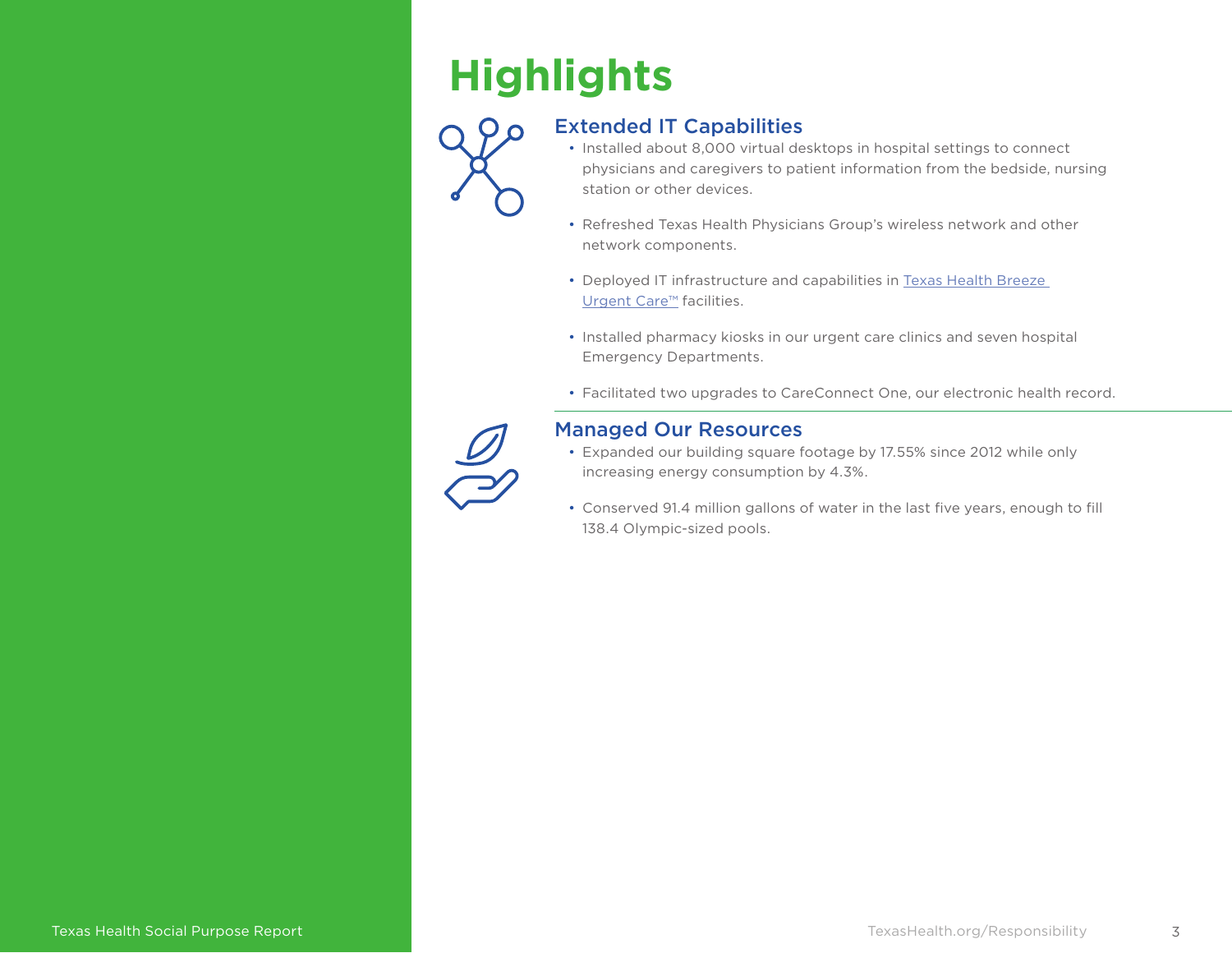# Highlights

## Extended IT Capabilities

- Installed about 8,000 virtual desktops in hospital settings to connect physicians and caregivers to patient information from the bedside, nursing station or other devices.
- Refreshed Texas Health Physicians Group's wireless network and other network components.
- Deployed IT infrastructure and capabilities in Texas Health Breeze Urgent Care™ facilities.
- Installed pharmacy kiosks in our urgent care clinics and seven hospital Emergency Departments.
- Facilitated two upgrades to CareConnect One, our electronic health record.

## Managed Our Resources

- Expanded our building square footage by 17.55% since 2012 while only increasing energy consumption by 4.3%.
- Conserved 91.4 million gallons of water in the last five years, enough to fill 138.4 Olympic-sized pools.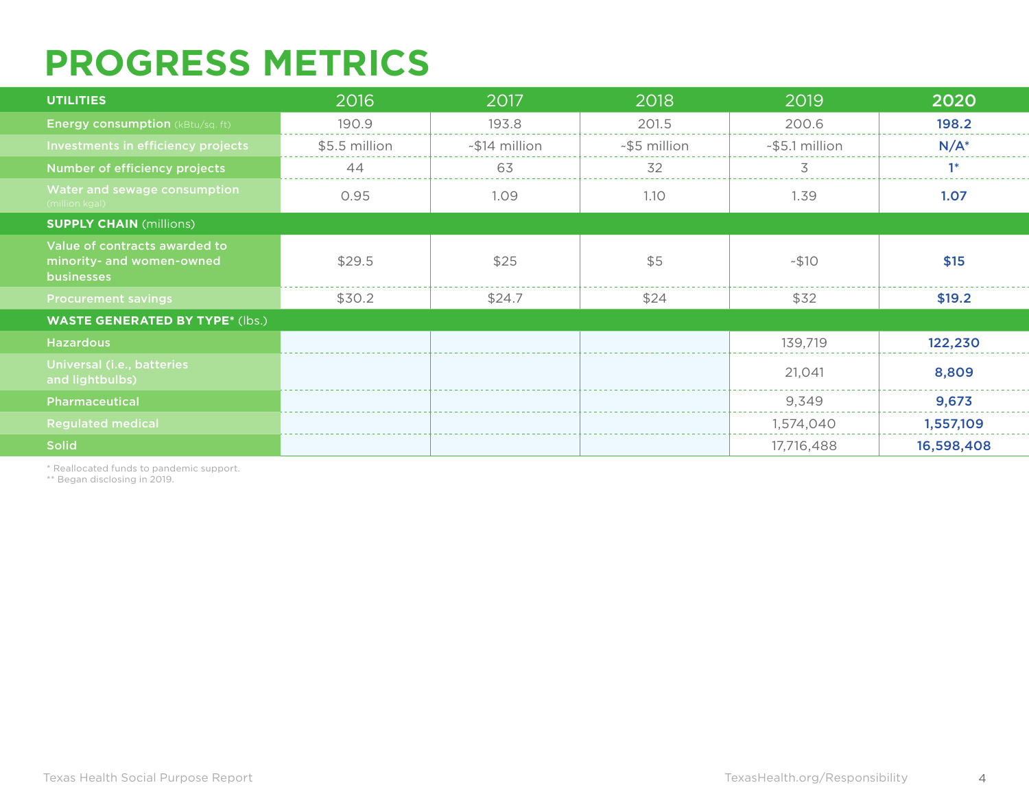# PROGRESS METRICS

| UTILITIES | 2016 | 2017 | 2018 | 2019 | 2020 |
|---|---|---|---|---|---|
| Energy consumption (kBtu/sq. ft) | 190.9 | 193.8 | 201.5 | 200.6 | **198.2** |
| Investments in efficiency projects | $5.5 million | ~$14 million | ~$5 million | ~$5.1 million | **N/A*** |
| Number of efficiency projects | 44 | 63 | 32 | 3 | **1*** |
| Water and sewage consumption (million kgal) | 0.95 | 1.09 | 1.10 | 1.39 | **1.07** |
| **SUPPLY CHAIN** (millions) | | | | | |
| Value of contracts awarded to minority- and women-owned businesses | $29.5 | $25 | $5 | ~$10 | **$15** |
| Procurement savings | $30.2 | $24.7 | $24 | $32 | **$19.2** |
| **WASTE GENERATED BY TYPE*** (lbs.) | | | | | |
| Hazardous | | | | 139,719 | **122,230** |
| Universal (i.e., batteries and lightbulbs) | | | | 21,041 | **8,809** |
| Pharmaceutical | | | | 9,349 | **9,673** |
| Regulated medical | | | | 1,574,040 | **1,557,109** |
| Solid | | | | 17,716,488 | **16,598,408** |

* Reallocated funds to pandemic support.
** Began disclosing in 2019.